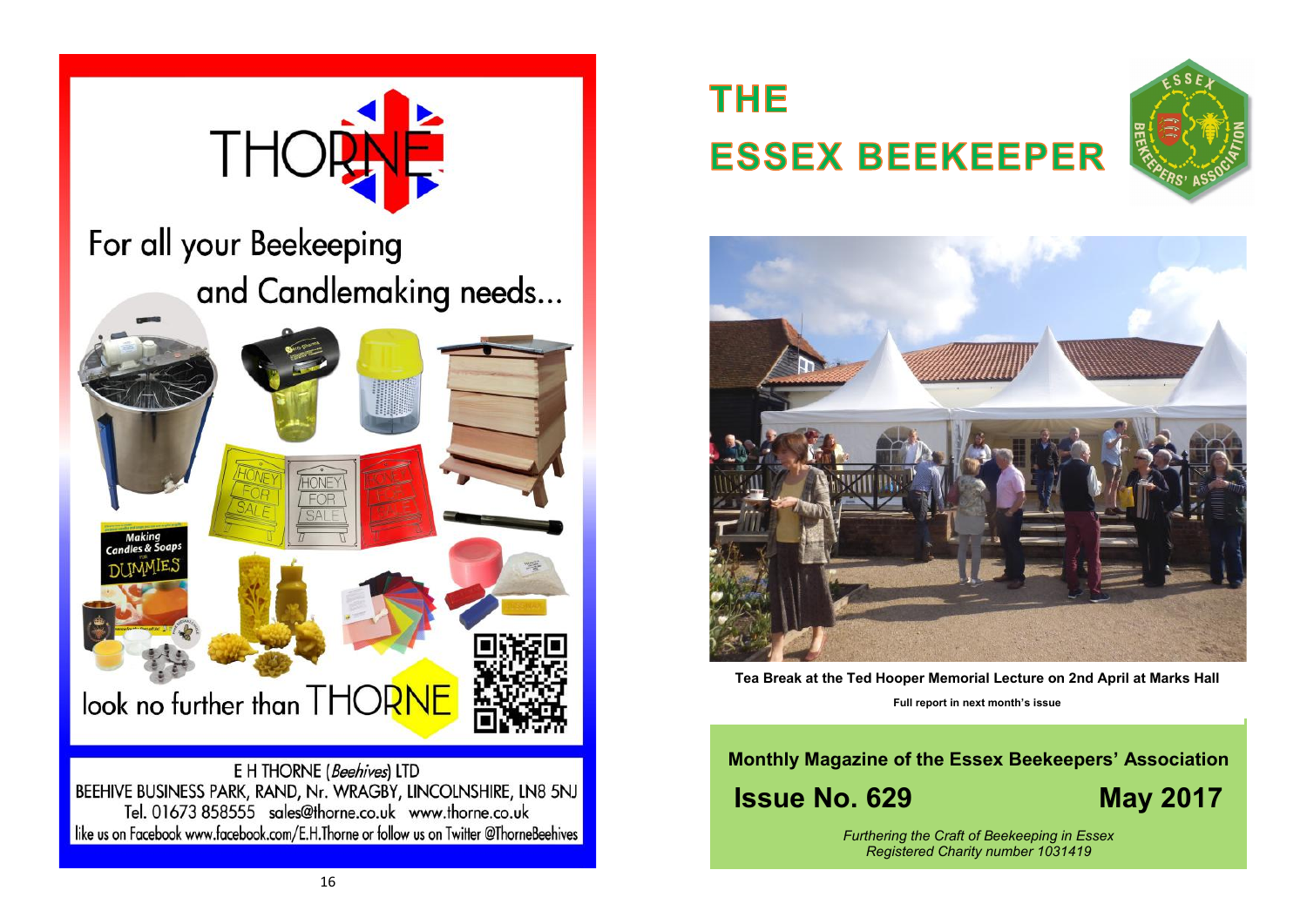THORNE

For all your Beekeeping and Candlemaking needs...

look no further than THORNE

E H THORNE (*Beehives*) LTD
BEEHIVE BUSINESS PARK, RAND, Nr. WRAGBY, LINCOLNSHIRE, LN8 5NJ
Tel. 01673 858555 sales@thorne.co.uk www.thorne.co.uk
like us on Facebook www.facebook.com/E.H.Thorne or follow us on Twitter @ThorneBeehives

# THE ESSEX BEEKEEPER

**Tea Break at the Ted Hooper Memorial Lecture on 2nd April at Marks Hall**

**Full report in next month's issue**

**Monthly Magazine of the Essex Beekeepers' Association**

## Issue No. 629 — May 2017

*Furthering the Craft of Beekeeping in Essex*
*Registered Charity number 1031419*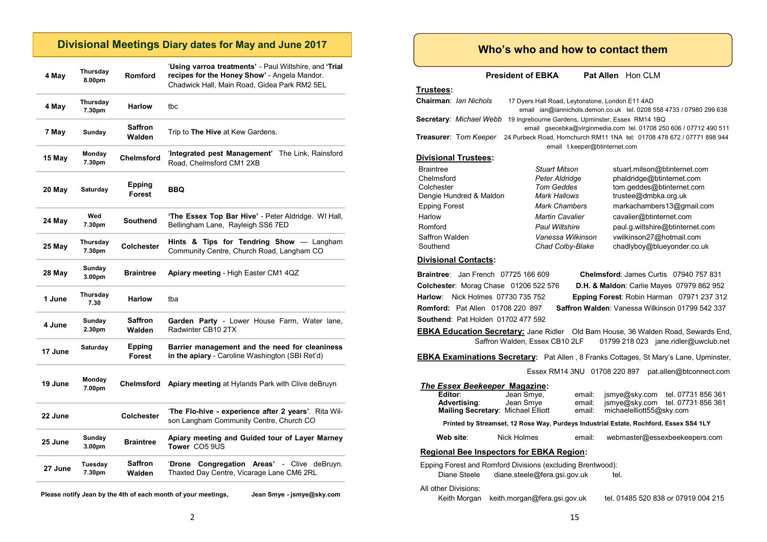## Divisional Meetings Diary dates for May and June 2017

| Date | Day/Time | Division | Event |
|---|---|---|---|
| 4 May | Thursday 8.00pm | Romford | '**Using varroa treatments'** - Paul Wiltshire, and **'Trial recipes for the Honey Show'** - Angela Mandor. Chadwick Hall, Main Road, Gidea Park RM2 5EL |
| 4 May | Thursday 7.30pm | Harlow | tbc |
| 7 May | Sunday | Saffron Walden | Trip to **The Hive** at Kew Gardens. |
| 15 May | Monday 7.30pm | Chelmsford | '**Integrated pest Management'** The Link, Rainsford Road, Chelmsford CM1 2XB |
| 20 May | Saturday | Epping Forest | **BBQ** |
| 24 May | Wed 7.30pm | Southend | **'The Essex Top Bar Hive'** - Peter Aldridge. WI Hall, Bellingham Lane, Rayleigh SS6 7ED |
| 25 May | Thursday 7.30pm | Colchester | **Hints & Tips for Tendring Show** — Langham Community Centre, Church Road, Langham CO |
| 28 May | Sunday 3.00pm | Braintree | **Apiary meeting** - High Easter CM1 4QZ |
| 1 June | Thursday 7.30 | Harlow | tba |
| 4 June | Sunday 2.30pm | Saffron Walden | **Garden Party** - Lower House Farm, Water lane, Radwinter CB10 2TX |
| 17 June | Saturday | Epping Forest | **Barrier management and the need for cleaniness in the apiary** - Caroline Washington (SBI Ret'd) |
| 19 June | Monday 7.00pm | Chelmsford | **Apiary meeting** at Hylands Park with Clive deBruyn |
| 22 June | | Colchester | '**The Flo-hive - experience after 2 years'**. Rita Wilson Langham Community Centre, Church CO |
| 25 June | Sunday 3.00pm | Braintree | **Apiary meeting and Guided tour of Layer Marney Tower** CO5 9US |
| 27 June | Tuesday 7.30pm | Saffron Walden | '**Drone Congregation Areas'** - Clive deBruyn. Thaxted Day Centre, Vicarage Lane CM6 2RL |

**Please notify Jean by the 4th of each month of your meetings, Jean Smye - jsmye@sky.com**

## Who's who and how to contact them

**President of EBKA** **Pat Allen** Hon CLM

**Trustees:**

**Chairman**: *Ian Nichols* 17 Dyers Hall Road, Leytonstone, London E11 4AD
email ian@iannichols.demon.co.uk tel. 0208 558 4733 / 07980 299 638

**Secretary**: *Michael Webb* 19 Ingrebourne Gardens, Upminster, Essex RM14 1BQ
email gsecebka@virginmedia.com tel. 01708 250 606 / 07712 490 511

**Treasurer**: *Tom Keeper* 24 Purbeck Road, Hornchurch RM11 1NA tel: 01708 478 672 / 07771 898 944
email t.keeper@btinternet.com

**Divisional Trustees:**

| Division | Trustee | Email |
|---|---|---|
| Braintree | *Stuart Mitson* | stuart.mitson@btinternet.com |
| Chelmsford | *Peter Aldridge* | phaldridge@btinternet.com |
| Colchester | *Tom Geddes* | tom.geddes@btinternet.com |
| Dengie Hundred & Maldon | *Mark Hallows* | trustee@dmbka.org.uk |
| Epping Forest | *Mark Chambers* | markachambers13@gmail.com |
| Harlow | *Martin Cavalier* | cavalier@btinternet.com |
| Romford | *Paul Wiltshire* | paul.g.wiltshire@btinternet.com |
| Saffron Walden | *Vanessa Wilkinson* | vwilkinson27@hotmail.com |
| Southend | *Chad Colby-Blake* | chadlyboy@blueyonder.co.uk |

**Divisional Contacts:**

**Braintree**: Jan French 07725 166 609
**Chelmsford**: James Curtis 07940 757 831
**Colchester**: Morag Chase 01206 522 576
**D.H. & Maldon**: Carlie Mayes 07979 862 952
**Harlow**: Nick Holmes 07730 735 752
**Epping Forest**: Robin Harman 07971 237 312
**Romford:** Pat Allen 01708 220 897
**Saffron Walden**: Vanessa Wilkinson 01799 542 337
**Southend**: Pat Holden 01702 477 592

**EBKA Education Secretary:** Jane Ridler Old Barn House, 36 Walden Road, Sewards End, Saffron Walden, Essex CB10 2LF 01799 218 023 jane.ridler@uwclub.net

**EBKA Examinations Secretary:** Pat Allen , 8 Franks Cottages, St Mary's Lane, Upminster, Essex RM14 3NU 01708 220 897 pat.allen@btconnect.com

***The Essex Beekeeper* Magazine:**

**Editor**: Jean Smye, email: jsmye@sky.com tel. 07731 856 361
**Advertising**: Jean Smye email: jsmye@sky.com tel. 07731 856 361
**Mailing Secretary**: Michael Elliott email: michaelelliott55@sky.com

**Printed by Streamset, 12 Rose Way, Purdeys Industrial Estate, Rochford, Essex SS4 1LY**

**Web site**: Nick Holmes email: webmaster@essexbeekeepers.com

**Regional Bee Inspectors for EBKA Region:**

Epping Forest and Romford Divisions (excluding Brentwood):
Diane Steele diane.steele@fera.gsi.gov.uk tel.

All other Divisions:
Keith Morgan keith.morgan@fera.gsi.gov.uk tel. 01485 520 838 or 07919 004 215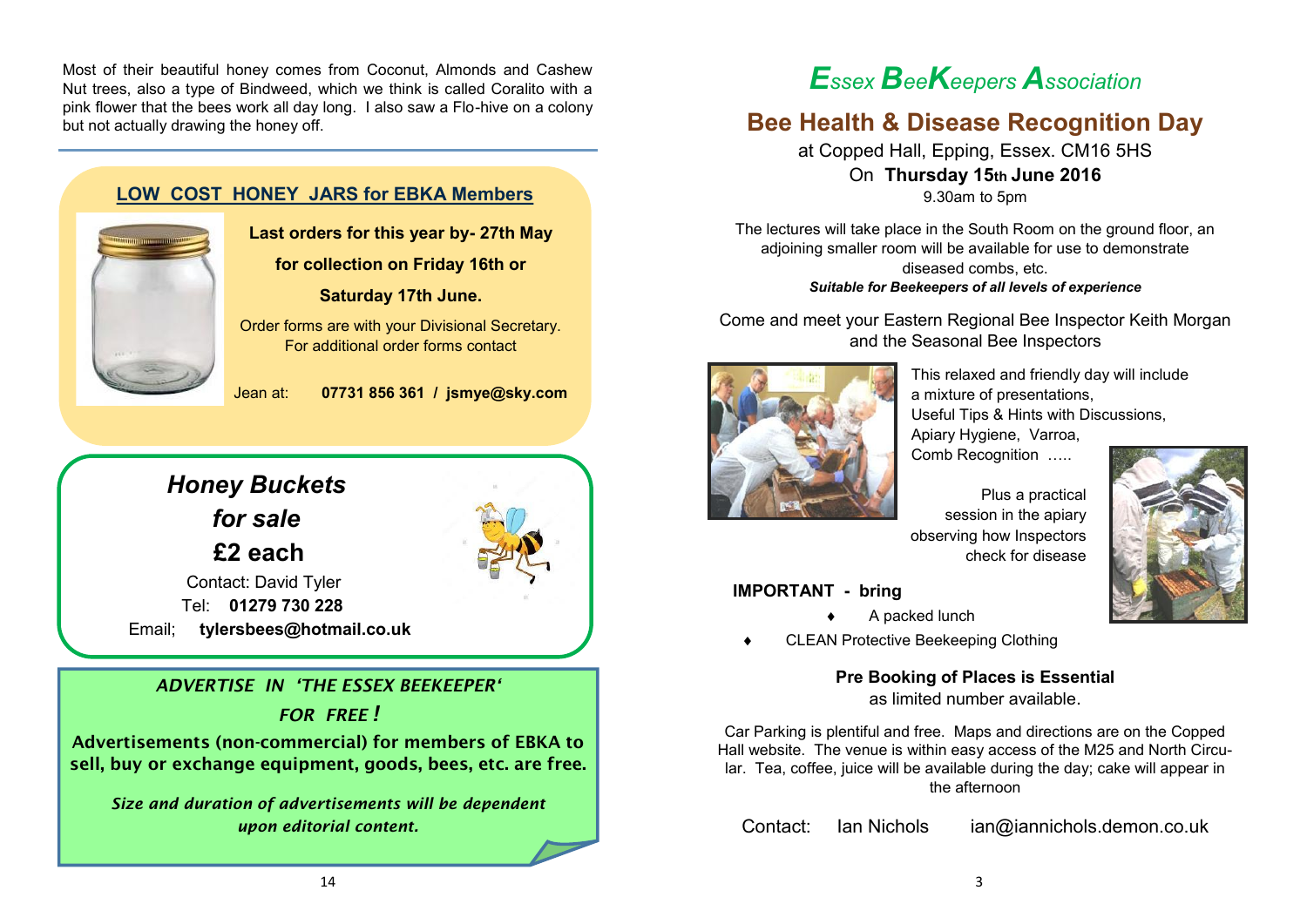Most of their beautiful honey comes from Coconut, Almonds and Cashew Nut trees, also a type of Bindweed, which we think is called Coralito with a pink flower that the bees work all day long. I also saw a Flo-hive on a colony but not actually drawing the honey off.

## LOW COST HONEY JARS for EBKA Members

**Last orders for this year by- 27th May**

**for collection on Friday 16th or**

**Saturday 17th June.**

Order forms are with your Divisional Secretary.
For additional order forms contact

Jean at: **07731 856 361 / jsmye@sky.com**

## *Honey Buckets for sale*

**£2 each**

Contact: David Tyler
Tel: **01279 730 228**
Email; **tylersbees@hotmail.co.uk**

***ADVERTISE IN 'THE ESSEX BEEKEEPER' FOR FREE !***

**Advertisements (non-commercial) for members of EBKA to sell, buy or exchange equipment, goods, bees, etc. are free.**

***Size and duration of advertisements will be dependent upon editorial content.***

# *Essex BeeKeepers Association*

## Bee Health & Disease Recognition Day

at Copped Hall, Epping, Essex. CM16 5HS
On **Thursday 15th June 2016**
9.30am to 5pm

The lectures will take place in the South Room on the ground floor, an adjoining smaller room will be available for use to demonstrate diseased combs, etc.
***Suitable for Beekeepers of all levels of experience***

Come and meet your Eastern Regional Bee Inspector Keith Morgan and the Seasonal Bee Inspectors

This relaxed and friendly day will include a mixture of presentations, Useful Tips & Hints with Discussions, Apiary Hygiene, Varroa, Comb Recognition .....

Plus a practical session in the apiary observing how Inspectors check for disease

**IMPORTANT - bring**

- A packed lunch
- CLEAN Protective Beekeeping Clothing

**Pre Booking of Places is Essential**
as limited number available.

Car Parking is plentiful and free. Maps and directions are on the Copped Hall website. The venue is within easy access of the M25 and North Circular. Tea, coffee, juice will be available during the day; cake will appear in the afternoon

Contact: Ian Nichols ian@iannichols.demon.co.uk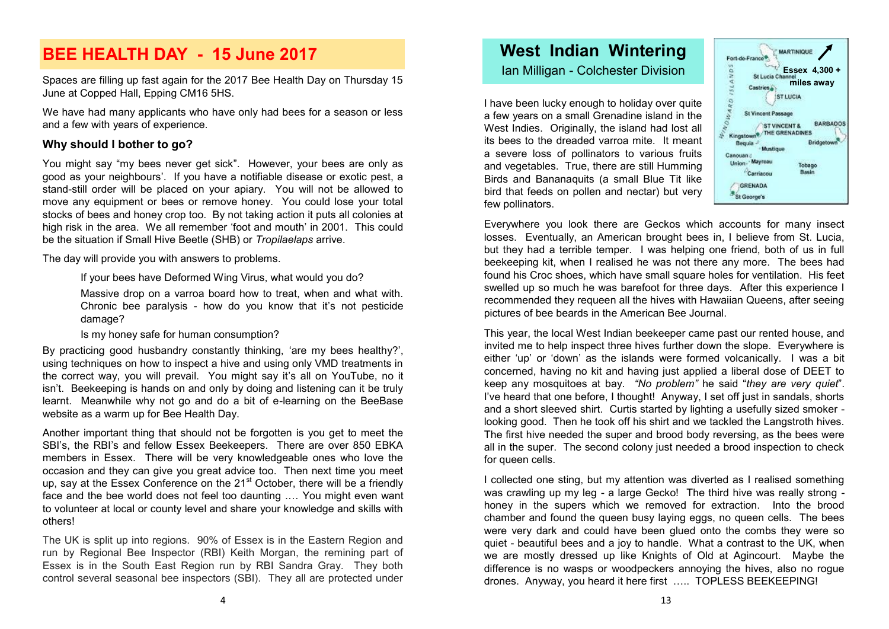# BEE HEALTH DAY - 15 June 2017

Spaces are filling up fast again for the 2017 Bee Health Day on Thursday 15 June at Copped Hall, Epping CM16 5HS.

We have had many applicants who have only had bees for a season or less and a few with years of experience.

### Why should I bother to go?

You might say "my bees never get sick". However, your bees are only as good as your neighbours'. If you have a notifiable disease or exotic pest, a stand-still order will be placed on your apiary. You will not be allowed to move any equipment or bees or remove honey. You could lose your total stocks of bees and honey crop too. By not taking action it puts all colonies at high risk in the area. We all remember 'foot and mouth' in 2001. This could be the situation if Small Hive Beetle (SHB) or *Tropilaelaps* arrive.

The day will provide you with answers to problems.

> If your bees have Deformed Wing Virus, what would you do?
>
> Massive drop on a varroa board how to treat, when and what with. Chronic bee paralysis - how do you know that it's not pesticide damage?
>
> Is my honey safe for human consumption?

By practicing good husbandry constantly thinking, 'are my bees healthy?', using techniques on how to inspect a hive and using only VMD treatments in the correct way, you will prevail. You might say it's all on YouTube, no it isn't. Beekeeping is hands on and only by doing and listening can it be truly learnt. Meanwhile why not go and do a bit of e-learning on the BeeBase website as a warm up for Bee Health Day.

Another important thing that should not be forgotten is you get to meet the SBI's, the RBI's and fellow Essex Beekeepers. There are over 850 EBKA members in Essex. There will be very knowledgeable ones who love the occasion and they can give you great advice too. Then next time you meet up, say at the Essex Conference on the 21st October, there will be a friendly face and the bee world does not feel too daunting …. You might even want to volunteer at local or county level and share your knowledge and skills with others!

The UK is split up into regions. 90% of Essex is in the Eastern Region and run by Regional Bee Inspector (RBI) Keith Morgan, the remaining part of Essex is in the South East Region run by RBI Sandra Gray. They both control several seasonal bee inspectors (SBI). They all are protected under

# West Indian Wintering

Ian Milligan - Colchester Division

Essex 4,300 + miles away

I have been lucky enough to holiday over quite a few years on a small Grenadine island in the West Indies. Originally, the island had lost all its bees to the dreaded varroa mite. It meant a severe loss of pollinators to various fruits and vegetables. True, there are still Humming Birds and Bananaquits (a small Blue Tit like bird that feeds on pollen and nectar) but very few pollinators.

Everywhere you look there are Geckos which accounts for many insect losses. Eventually, an American brought bees in, I believe from St. Lucia, but they had a terrible temper. I was helping one friend, both of us in full beekeeping kit, when I realised he was not there any more. The bees had found his Croc shoes, which have small square holes for ventilation. His feet swelled up so much he was barefoot for three days. After this experience I recommended they requeen all the hives with Hawaiian Queens, after seeing pictures of bee beards in the American Bee Journal.

This year, the local West Indian beekeeper came past our rented house, and invited me to help inspect three hives further down the slope. Everywhere is either 'up' or 'down' as the islands were formed volcanically. I was a bit concerned, having no kit and having just applied a liberal dose of DEET to keep any mosquitoes at bay. *"No problem"* he said "*they are very quiet*". I've heard that one before, I thought! Anyway, I set off just in sandals, shorts and a short sleeved shirt. Curtis started by lighting a usefully sized smoker - looking good. Then he took off his shirt and we tackled the Langstroth hives. The first hive needed the super and brood body reversing, as the bees were all in the super. The second colony just needed a brood inspection to check for queen cells.

I collected one sting, but my attention was diverted as I realised something was crawling up my leg - a large Gecko! The third hive was really strong - honey in the supers which we removed for extraction. Into the brood chamber and found the queen busy laying eggs, no queen cells. The bees were very dark and could have been glued onto the combs they were so quiet - beautiful bees and a joy to handle. What a contrast to the UK, when we are mostly dressed up like Knights of Old at Agincourt. Maybe the difference is no wasps or woodpeckers annoying the hives, also no rogue drones. Anyway, you heard it here first ….. TOPLESS BEEKEEPING!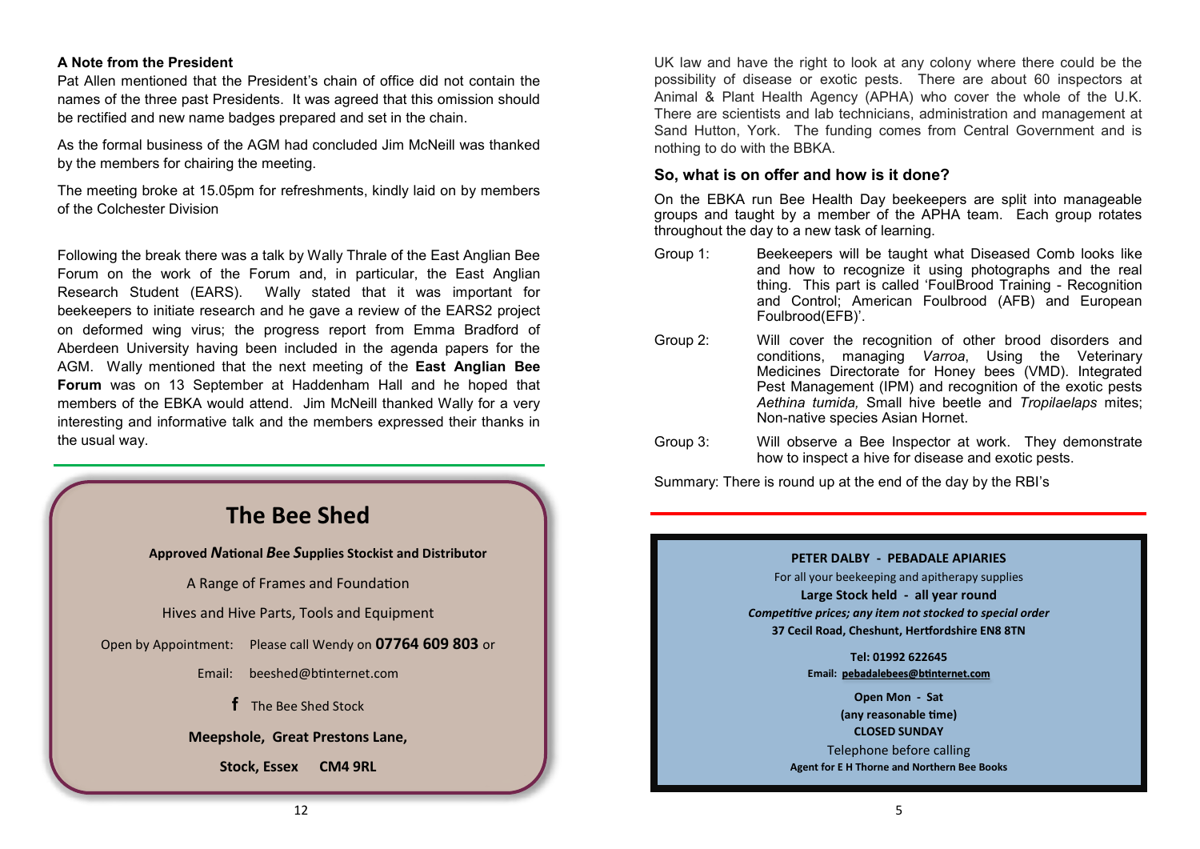### A Note from the President

Pat Allen mentioned that the President's chain of office did not contain the names of the three past Presidents. It was agreed that this omission should be rectified and new name badges prepared and set in the chain.

As the formal business of the AGM had concluded Jim McNeill was thanked by the members for chairing the meeting.

The meeting broke at 15.05pm for refreshments, kindly laid on by members of the Colchester Division

Following the break there was a talk by Wally Thrale of the East Anglian Bee Forum on the work of the Forum and, in particular, the East Anglian Research Student (EARS). Wally stated that it was important for beekeepers to initiate research and he gave a review of the EARS2 project on deformed wing virus; the progress report from Emma Bradford of Aberdeen University having been included in the agenda papers for the AGM. Wally mentioned that the next meeting of the **East Anglian Bee Forum** was on 13 September at Haddenham Hall and he hoped that members of the EBKA would attend. Jim McNeill thanked Wally for a very interesting and informative talk and the members expressed their thanks in the usual way.

## The Bee Shed

**Approved *N*ational *B*ee *S*upplies Stockist and Distributor**

A Range of Frames and Foundation

Hives and Hive Parts, Tools and Equipment

Open by Appointment: Please call Wendy on **07764 609 803** or

Email: beeshed@btinternet.com

f The Bee Shed Stock

**Meepshole, Great Prestons Lane,**

**Stock, Essex CM4 9RL**

UK law and have the right to look at any colony where there could be the possibility of disease or exotic pests. There are about 60 inspectors at Animal & Plant Health Agency (APHA) who cover the whole of the U.K. There are scientists and lab technicians, administration and management at Sand Hutton, York. The funding comes from Central Government and is nothing to do with the BBKA.

### So, what is on offer and how is it done?

On the EBKA run Bee Health Day beekeepers are split into manageable groups and taught by a member of the APHA team. Each group rotates throughout the day to a new task of learning.

Group 1: Beekeepers will be taught what Diseased Comb looks like and how to recognize it using photographs and the real thing. This part is called 'FoulBrood Training - Recognition and Control; American Foulbrood (AFB) and European Foulbrood(EFB)'.

Group 2: Will cover the recognition of other brood disorders and conditions, managing *Varroa*, Using the Veterinary Medicines Directorate for Honey bees (VMD). Integrated Pest Management (IPM) and recognition of the exotic pests *Aethina tumida,* Small hive beetle and *Tropilaelaps* mites; Non-native species Asian Hornet.

Group 3: Will observe a Bee Inspector at work. They demonstrate how to inspect a hive for disease and exotic pests.

Summary: There is round up at the end of the day by the RBI's

**PETER DALBY - PEBADALE APIARIES**

For all your beekeeping and apitherapy supplies

**Large Stock held - all year round**

***Competitive prices; any item not stocked to special order***

**37 Cecil Road, Cheshunt, Hertfordshire EN8 8TN**

**Tel: 01992 622645**

**Email: pebadalebees@btinternet.com**

**Open Mon - Sat**

**(any reasonable time)**

**CLOSED SUNDAY**

Telephone before calling

**Agent for E H Thorne and Northern Bee Books**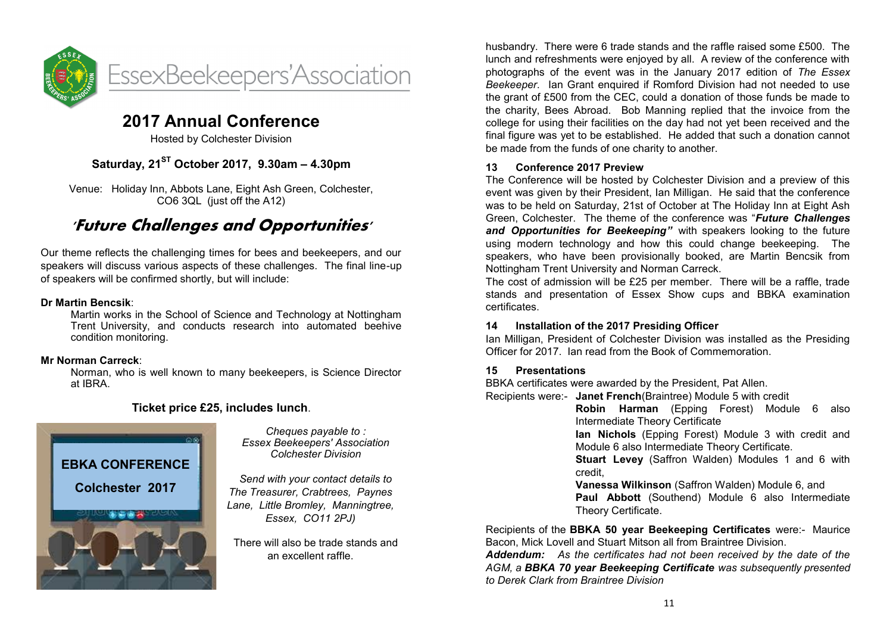# EssexBeekeepers'Association

## 2017 Annual Conference

Hosted by Colchester Division

### Saturday, 21^ST October 2017, 9.30am – 4.30pm

Venue: Holiday Inn, Abbots Lane, Eight Ash Green, Colchester, CO6 3QL (just off the A12)

## *'Future Challenges and Opportunities'*

Our theme reflects the challenging times for bees and beekeepers, and our speakers will discuss various aspects of these challenges. The final line-up of speakers will be confirmed shortly, but will include:

**Dr Martin Bencsik**:

Martin works in the School of Science and Technology at Nottingham Trent University, and conducts research into automated beehive condition monitoring.

**Mr Norman Carreck**:

Norman, who is well known to many beekeepers, is Science Director at IBRA.

**Ticket price £25, includes lunch**.

EBKA CONFERENCE

Colchester 2017

*Cheques payable to :*
*Essex Beekeepers' Association*
*Colchester Division*

*Send with your contact details to The Treasurer, Crabtrees, Paynes Lane, Little Bromley, Manningtree, Essex, CO11 2PJ)*

There will also be trade stands and an excellent raffle.

husbandry. There were 6 trade stands and the raffle raised some £500. The lunch and refreshments were enjoyed by all. A review of the conference with photographs of the event was in the January 2017 edition of *The Essex Beekeeper*. Ian Grant enquired if Romford Division had not needed to use the grant of £500 from the CEC, could a donation of those funds be made to the charity, Bees Abroad. Bob Manning replied that the invoice from the college for using their facilities on the day had not yet been received and the final figure was yet to be established. He added that such a donation cannot be made from the funds of one charity to another.

### 13 Conference 2017 Preview

The Conference will be hosted by Colchester Division and a preview of this event was given by their President, Ian Milligan. He said that the conference was to be held on Saturday, 21st of October at The Holiday Inn at Eight Ash Green, Colchester. The theme of the conference was "***Future Challenges and Opportunities for Beekeeping"*** with speakers looking to the future using modern technology and how this could change beekeeping. The speakers, who have been provisionally booked, are Martin Bencsik from Nottingham Trent University and Norman Carreck.

The cost of admission will be £25 per member. There will be a raffle, trade stands and presentation of Essex Show cups and BBKA examination certificates.

### 14 Installation of the 2017 Presiding Officer

Ian Milligan, President of Colchester Division was installed as the Presiding Officer for 2017. Ian read from the Book of Commemoration.

### 15 Presentations

BBKA certificates were awarded by the President, Pat Allen.

Recipients were:-

- **Janet French**(Braintree) Module 5 with credit
- **Robin Harman** (Epping Forest) Module 6 also Intermediate Theory Certificate
- **Ian Nichols** (Epping Forest) Module 3 with credit and Module 6 also Intermediate Theory Certificate.
- **Stuart Levey** (Saffron Walden) Modules 1 and 6 with credit,
- **Vanessa Wilkinson** (Saffron Walden) Module 6, and
- **Paul Abbott** (Southend) Module 6 also Intermediate Theory Certificate.

Recipients of the **BBKA 50 year Beekeeping Certificates** were:- Maurice Bacon, Mick Lovell and Stuart Mitson all from Braintree Division.

***Addendum:*** *As the certificates had not been received by the date of the AGM, a* ***BBKA 70 year Beekeeping Certificate*** *was subsequently presented to Derek Clark from Braintree Division*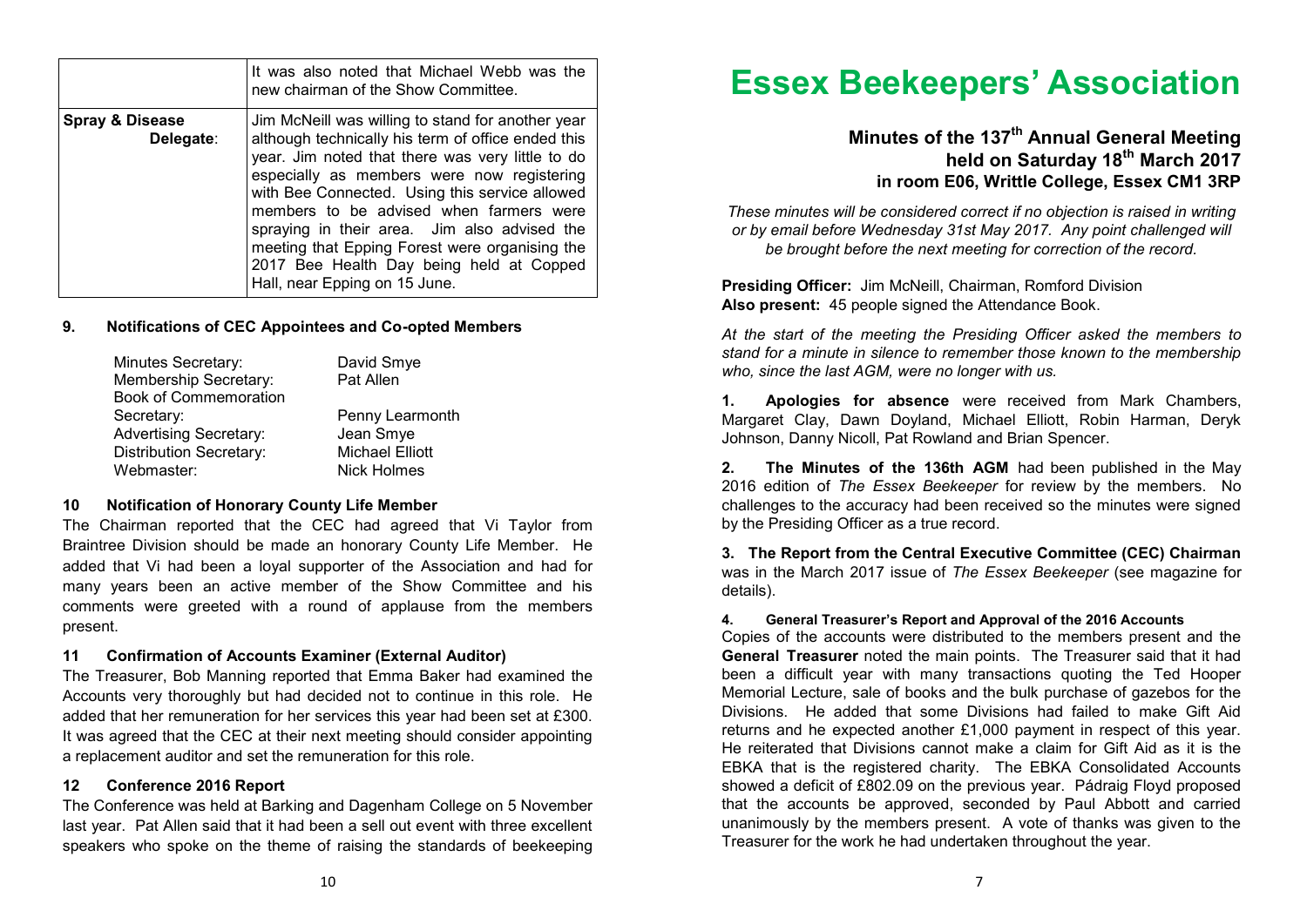|  | It was also noted that Michael Webb was the new chairman of the Show Committee. |
| --- | --- |
| **Spray & Disease Delegate**: | Jim McNeill was willing to stand for another year although technically his term of office ended this year. Jim noted that there was very little to do especially as members were now registering with Bee Connected. Using this service allowed members to be advised when farmers were spraying in their area. Jim also advised the meeting that Epping Forest were organising the 2017 Bee Health Day being held at Copped Hall, near Epping on 15 June. |

### 9. Notifications of CEC Appointees and Co-opted Members

| | |
| --- | --- |
| Minutes Secretary: | David Smye |
| Membership Secretary: | Pat Allen |
| Book of Commemoration Secretary: | Penny Learmonth |
| Advertising Secretary: | Jean Smye |
| Distribution Secretary: | Michael Elliott |
| Webmaster: | Nick Holmes |

### 10 Notification of Honorary County Life Member

The Chairman reported that the CEC had agreed that Vi Taylor from Braintree Division should be made an honorary County Life Member. He added that Vi had been a loyal supporter of the Association and had for many years been an active member of the Show Committee and his comments were greeted with a round of applause from the members present.

### 11 Confirmation of Accounts Examiner (External Auditor)

The Treasurer, Bob Manning reported that Emma Baker had examined the Accounts very thoroughly but had decided not to continue in this role. He added that her remuneration for her services this year had been set at £300. It was agreed that the CEC at their next meeting should consider appointing a replacement auditor and set the remuneration for this role.

### 12 Conference 2016 Report

The Conference was held at Barking and Dagenham College on 5 November last year. Pat Allen said that it had been a sell out event with three excellent speakers who spoke on the theme of raising the standards of beekeeping

# Essex Beekeepers' Association

## Minutes of the 137th Annual General Meeting held on Saturday 18th March 2017 in room E06, Writtle College, Essex CM1 3RP

*These minutes will be considered correct if no objection is raised in writing or by email before Wednesday 31st May 2017. Any point challenged will be brought before the next meeting for correction of the record.*

**Presiding Officer:** Jim McNeill, Chairman, Romford Division
**Also present:** 45 people signed the Attendance Book.

*At the start of the meeting the Presiding Officer asked the members to stand for a minute in silence to remember those known to the membership who, since the last AGM, were no longer with us.*

**1. Apologies for absence** were received from Mark Chambers, Margaret Clay, Dawn Doyland, Michael Elliott, Robin Harman, Deryk Johnson, Danny Nicoll, Pat Rowland and Brian Spencer.

**2. The Minutes of the 136th AGM** had been published in the May 2016 edition of *The Essex Beekeeper* for review by the members. No challenges to the accuracy had been received so the minutes were signed by the Presiding Officer as a true record.

**3. The Report from the Central Executive Committee (CEC) Chairman** was in the March 2017 issue of *The Essex Beekeeper* (see magazine for details).

**4. General Treasurer's Report and Approval of the 2016 Accounts**

Copies of the accounts were distributed to the members present and the **General Treasurer** noted the main points. The Treasurer said that it had been a difficult year with many transactions quoting the Ted Hooper Memorial Lecture, sale of books and the bulk purchase of gazebos for the Divisions. He added that some Divisions had failed to make Gift Aid returns and he expected another £1,000 payment in respect of this year. He reiterated that Divisions cannot make a claim for Gift Aid as it is the EBKA that is the registered charity. The EBKA Consolidated Accounts showed a deficit of £802.09 on the previous year. Pádraig Floyd proposed that the accounts be approved, seconded by Paul Abbott and carried unanimously by the members present. A vote of thanks was given to the Treasurer for the work he had undertaken throughout the year.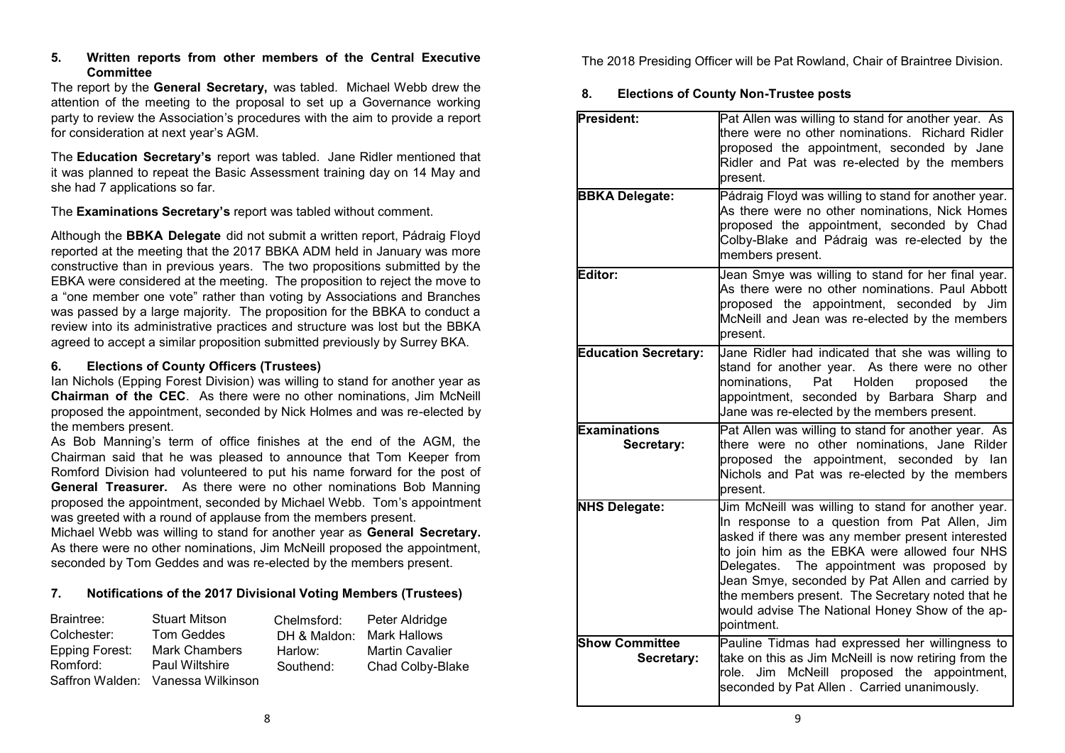**5. Written reports from other members of the Central Executive Committee**

The report by the **General Secretary,** was tabled. Michael Webb drew the attention of the meeting to the proposal to set up a Governance working party to review the Association's procedures with the aim to provide a report for consideration at next year's AGM.

The **Education Secretary's** report was tabled. Jane Ridler mentioned that it was planned to repeat the Basic Assessment training day on 14 May and she had 7 applications so far.

The **Examinations Secretary's** report was tabled without comment.

Although the **BBKA Delegate** did not submit a written report, Pádraig Floyd reported at the meeting that the 2017 BBKA ADM held in January was more constructive than in previous years. The two propositions submitted by the EBKA were considered at the meeting. The proposition to reject the move to a "one member one vote" rather than voting by Associations and Branches was passed by a large majority. The proposition for the BBKA to conduct a review into its administrative practices and structure was lost but the BBKA agreed to accept a similar proposition submitted previously by Surrey BKA.

**6. Elections of County Officers (Trustees)**

Ian Nichols (Epping Forest Division) was willing to stand for another year as **Chairman of the CEC**. As there were no other nominations, Jim McNeill proposed the appointment, seconded by Nick Holmes and was re-elected by the members present.

As Bob Manning's term of office finishes at the end of the AGM, the Chairman said that he was pleased to announce that Tom Keeper from Romford Division had volunteered to put his name forward for the post of **General Treasurer.** As there were no other nominations Bob Manning proposed the appointment, seconded by Michael Webb. Tom's appointment was greeted with a round of applause from the members present.

Michael Webb was willing to stand for another year as **General Secretary.** As there were no other nominations, Jim McNeill proposed the appointment, seconded by Tom Geddes and was re-elected by the members present.

**7. Notifications of the 2017 Divisional Voting Members (Trustees)**

| | | | |
|---|---|---|---|
| Braintree: | Stuart Mitson | Chelmsford: | Peter Aldridge |
| Colchester: | Tom Geddes | DH & Maldon: | Mark Hallows |
| Epping Forest: | Mark Chambers | Harlow: | Martin Cavalier |
| Romford: | Paul Wiltshire | Southend: | Chad Colby-Blake |
| Saffron Walden: | Vanessa Wilkinson | | |

The 2018 Presiding Officer will be Pat Rowland, Chair of Braintree Division.

**8. Elections of County Non-Trustee posts**

| | |
|---|---|
| **President:** | Pat Allen was willing to stand for another year. As there were no other nominations. Richard Ridler proposed the appointment, seconded by Jane Ridler and Pat was re-elected by the members present. |
| **BBKA Delegate:** | Pádraig Floyd was willing to stand for another year. As there were no other nominations, Nick Homes proposed the appointment, seconded by Chad Colby-Blake and Pádraig was re-elected by the members present. |
| **Editor:** | Jean Smye was willing to stand for her final year. As there were no other nominations. Paul Abbott proposed the appointment, seconded by Jim McNeill and Jean was re-elected by the members present. |
| **Education Secretary:** | Jane Ridler had indicated that she was willing to stand for another year. As there were no other nominations, Pat Holden proposed the appointment, seconded by Barbara Sharp and Jane was re-elected by the members present. |
| **Examinations Secretary:** | Pat Allen was willing to stand for another year. As there were no other nominations, Jane Rilder proposed the appointment, seconded by Ian Nichols and Pat was re-elected by the members present. |
| **NHS Delegate:** | Jim McNeill was willing to stand for another year. In response to a question from Pat Allen, Jim asked if there was any member present interested to join him as the EBKA were allowed four NHS Delegates. The appointment was proposed by Jean Smye, seconded by Pat Allen and carried by the members present. The Secretary noted that he would advise The National Honey Show of the appointment. |
| **Show Committee Secretary:** | Pauline Tidmas had expressed her willingness to take on this as Jim McNeill is now retiring from the role. Jim McNeill proposed the appointment, seconded by Pat Allen . Carried unanimously. |